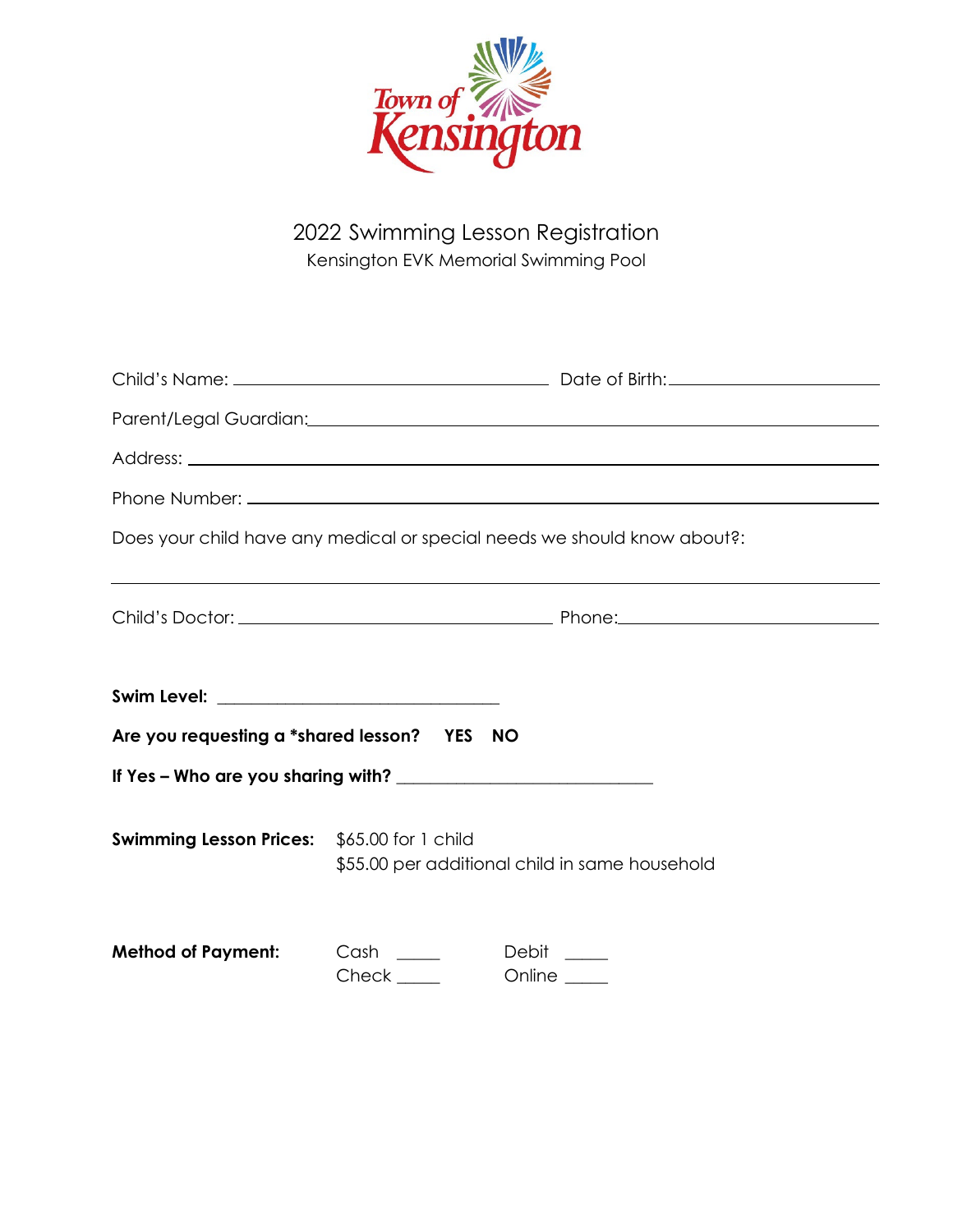Town of Kensington

# 2022 Swimming Lesson Registration

Kensington EVK Memorial Swimming Pool

Child's Name: ______________________________ Date of Birth: ____________________

Parent/Legal Guardian: ____________________________________________________

Address: ________________________________________________________________

Phone Number: ___________________________________________________________

Does your child have any medical or special needs we should know about?:

_________________________________________________________________________

Child's Doctor: ______________________________ Phone: ______________________

**Swim Level:** ______________________________

**Are you requesting a *shared lesson? YES NO**

**If Yes – Who are you sharing with?** ______________________________

**Swimming Lesson Prices:** $65.00 for 1 child
$55.00 per additional child in same household

**Method of Payment:** Cash _____ Debit _____
Check _____ Online _____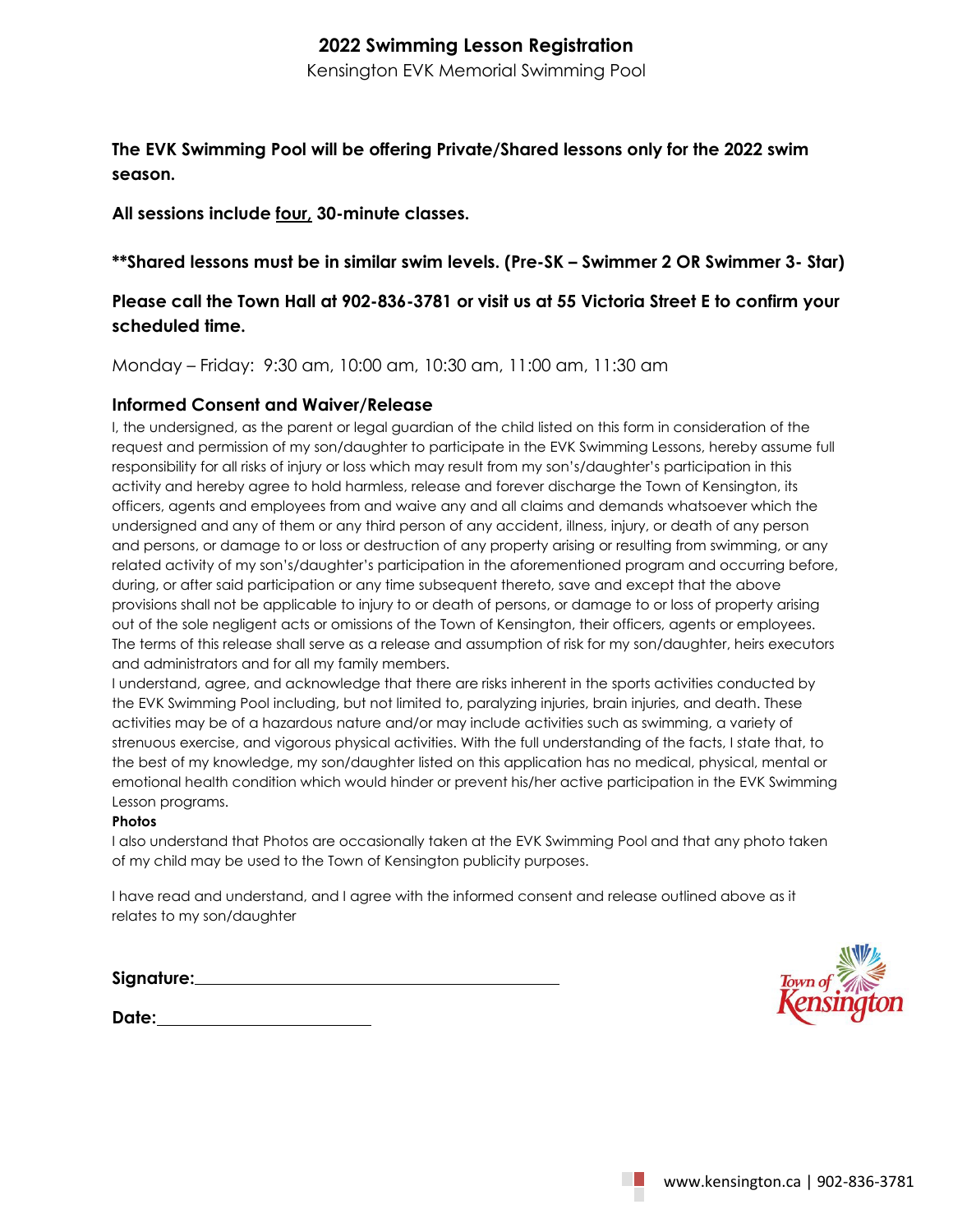# 2022 Swimming Lesson Registration

Kensington EVK Memorial Swimming Pool

**The EVK Swimming Pool will be offering Private/Shared lessons only for the 2022 swim season.**

**All sessions include <u>four,</u> 30-minute classes.**

****Shared lessons must be in similar swim levels. (Pre-SK – Swimmer 2 OR Swimmer 3- Star)**

**Please call the Town Hall at 902-836-3781 or visit us at 55 Victoria Street E to confirm your scheduled time.**

Monday – Friday: 9:30 am, 10:00 am, 10:30 am, 11:00 am, 11:30 am

## Informed Consent and Waiver/Release

I, the undersigned, as the parent or legal guardian of the child listed on this form in consideration of the request and permission of my son/daughter to participate in the EVK Swimming Lessons, hereby assume full responsibility for all risks of injury or loss which may result from my son's/daughter's participation in this activity and hereby agree to hold harmless, release and forever discharge the Town of Kensington, its officers, agents and employees from and waive any and all claims and demands whatsoever which the undersigned and any of them or any third person of any accident, illness, injury, or death of any person and persons, or damage to or loss or destruction of any property arising or resulting from swimming, or any related activity of my son's/daughter's participation in the aforementioned program and occurring before, during, or after said participation or any time subsequent thereto, save and except that the above provisions shall not be applicable to injury to or death of persons, or damage to or loss of property arising out of the sole negligent acts or omissions of the Town of Kensington, their officers, agents or employees. The terms of this release shall serve as a release and assumption of risk for my son/daughter, heirs executors and administrators and for all my family members.

I understand, agree, and acknowledge that there are risks inherent in the sports activities conducted by the EVK Swimming Pool including, but not limited to, paralyzing injuries, brain injuries, and death. These activities may be of a hazardous nature and/or may include activities such as swimming, a variety of strenuous exercise, and vigorous physical activities. With the full understanding of the facts, I state that, to the best of my knowledge, my son/daughter listed on this application has no medical, physical, mental or emotional health condition which would hinder or prevent his/her active participation in the EVK Swimming Lesson programs.

**Photos**

I also understand that Photos are occasionally taken at the EVK Swimming Pool and that any photo taken of my child may be used to the Town of Kensington publicity purposes.

I have read and understand, and I agree with the informed consent and release outlined above as it relates to my son/daughter

**Signature:** ________________________________

**Date:** ____________________

Town of Kensington

www.kensington.ca | 902-836-3781